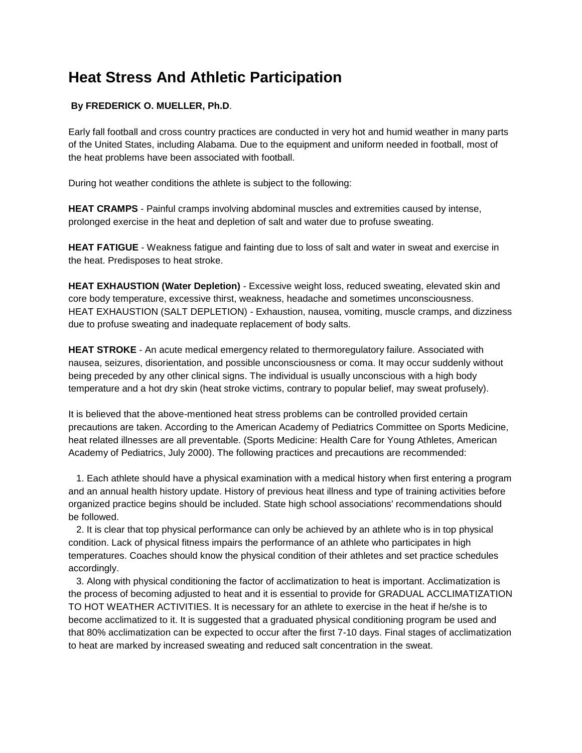# Heat Stress And Athletic Participation

**By FREDERICK O. MUELLER, Ph.D**.

Early fall football and cross country practices are conducted in very hot and humid weather in many parts of the United States, including Alabama. Due to the equipment and uniform needed in football, most of the heat problems have been associated with football.

During hot weather conditions the athlete is subject to the following:

**HEAT CRAMPS** - Painful cramps involving abdominal muscles and extremities caused by intense, prolonged exercise in the heat and depletion of salt and water due to profuse sweating.

**HEAT FATIGUE** - Weakness fatigue and fainting due to loss of salt and water in sweat and exercise in the heat. Predisposes to heat stroke.

**HEAT EXHAUSTION (Water Depletion)** - Excessive weight loss, reduced sweating, elevated skin and core body temperature, excessive thirst, weakness, headache and sometimes unconsciousness.
HEAT EXHAUSTION (SALT DEPLETION) - Exhaustion, nausea, vomiting, muscle cramps, and dizziness due to profuse sweating and inadequate replacement of body salts.

**HEAT STROKE** - An acute medical emergency related to thermoregulatory failure. Associated with nausea, seizures, disorientation, and possible unconsciousness or coma. It may occur suddenly without being preceded by any other clinical signs. The individual is usually unconscious with a high body temperature and a hot dry skin (heat stroke victims, contrary to popular belief, may sweat profusely).

It is believed that the above-mentioned heat stress problems can be controlled provided certain precautions are taken. According to the American Academy of Pediatrics Committee on Sports Medicine, heat related illnesses are all preventable. (Sports Medicine: Health Care for Young Athletes, American Academy of Pediatrics, July 2000). The following practices and precautions are recommended:

1. Each athlete should have a physical examination with a medical history when first entering a program and an annual health history update. History of previous heat illness and type of training activities before organized practice begins should be included. State high school associations' recommendations should be followed.
2. It is clear that top physical performance can only be achieved by an athlete who is in top physical condition. Lack of physical fitness impairs the performance of an athlete who participates in high temperatures. Coaches should know the physical condition of their athletes and set practice schedules accordingly.
3. Along with physical conditioning the factor of acclimatization to heat is important. Acclimatization is the process of becoming adjusted to heat and it is essential to provide for GRADUAL ACCLIMATIZATION TO HOT WEATHER ACTIVITIES. It is necessary for an athlete to exercise in the heat if he/she is to become acclimatized to it. It is suggested that a graduated physical conditioning program be used and that 80% acclimatization can be expected to occur after the first 7-10 days. Final stages of acclimatization to heat are marked by increased sweating and reduced salt concentration in the sweat.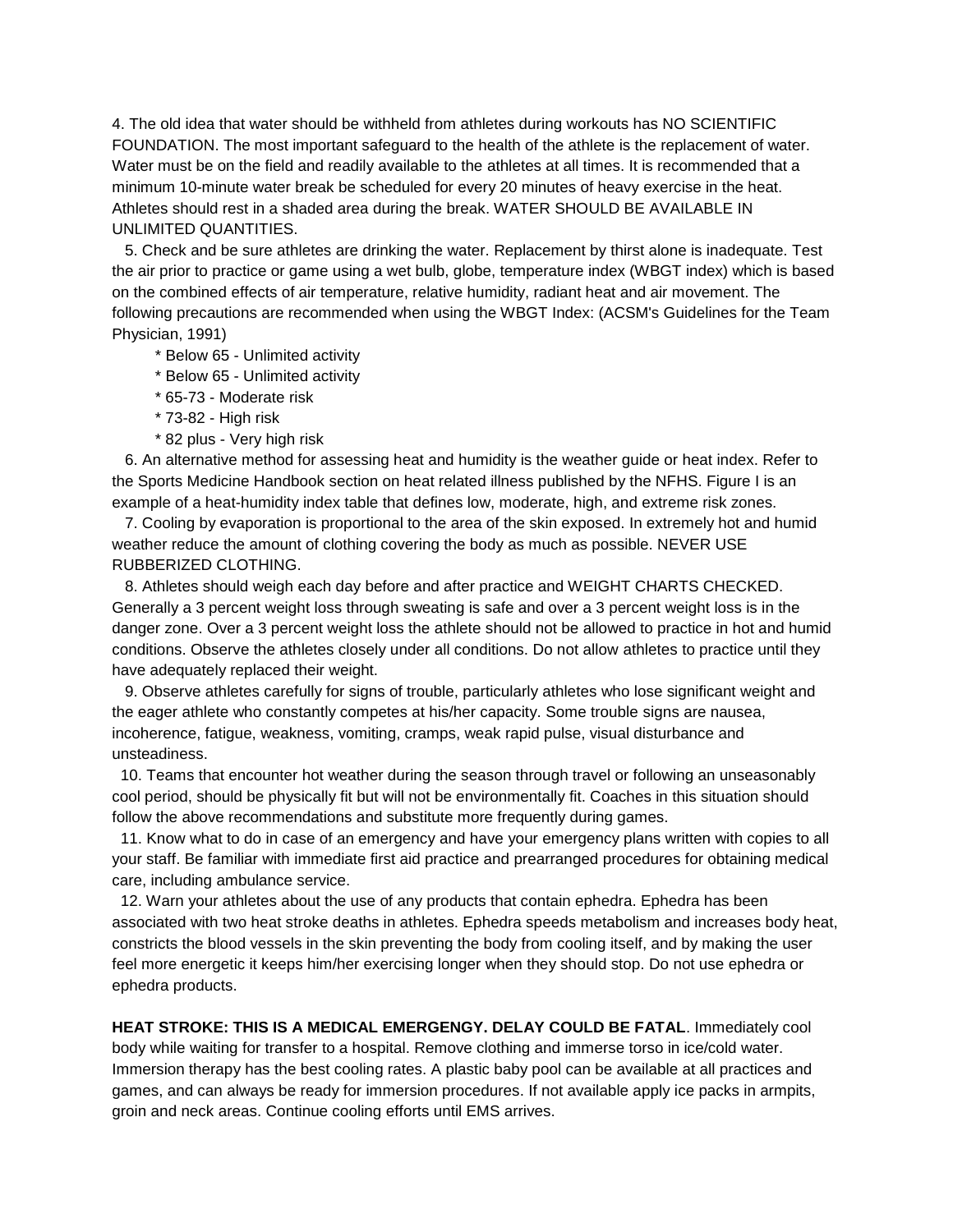4. The old idea that water should be withheld from athletes during workouts has NO SCIENTIFIC FOUNDATION. The most important safeguard to the health of the athlete is the replacement of water. Water must be on the field and readily available to the athletes at all times. It is recommended that a minimum 10-minute water break be scheduled for every 20 minutes of heavy exercise in the heat. Athletes should rest in a shaded area during the break. WATER SHOULD BE AVAILABLE IN UNLIMITED QUANTITIES.

5. Check and be sure athletes are drinking the water. Replacement by thirst alone is inadequate. Test the air prior to practice or game using a wet bulb, globe, temperature index (WBGT index) which is based on the combined effects of air temperature, relative humidity, radiant heat and air movement. The following precautions are recommended when using the WBGT Index: (ACSM's Guidelines for the Team Physician, 1991)

* Below 65 - Unlimited activity
* Below 65 - Unlimited activity
* 65-73 - Moderate risk
* 73-82 - High risk
* 82 plus - Very high risk

6. An alternative method for assessing heat and humidity is the weather guide or heat index. Refer to the Sports Medicine Handbook section on heat related illness published by the NFHS. Figure I is an example of a heat-humidity index table that defines low, moderate, high, and extreme risk zones.

7. Cooling by evaporation is proportional to the area of the skin exposed. In extremely hot and humid weather reduce the amount of clothing covering the body as much as possible. NEVER USE RUBBERIZED CLOTHING.

8. Athletes should weigh each day before and after practice and WEIGHT CHARTS CHECKED. Generally a 3 percent weight loss through sweating is safe and over a 3 percent weight loss is in the danger zone. Over a 3 percent weight loss the athlete should not be allowed to practice in hot and humid conditions. Observe the athletes closely under all conditions. Do not allow athletes to practice until they have adequately replaced their weight.

9. Observe athletes carefully for signs of trouble, particularly athletes who lose significant weight and the eager athlete who constantly competes at his/her capacity. Some trouble signs are nausea, incoherence, fatigue, weakness, vomiting, cramps, weak rapid pulse, visual disturbance and unsteadiness.

10. Teams that encounter hot weather during the season through travel or following an unseasonably cool period, should be physically fit but will not be environmentally fit. Coaches in this situation should follow the above recommendations and substitute more frequently during games.

11. Know what to do in case of an emergency and have your emergency plans written with copies to all your staff. Be familiar with immediate first aid practice and prearranged procedures for obtaining medical care, including ambulance service.

12. Warn your athletes about the use of any products that contain ephedra. Ephedra has been associated with two heat stroke deaths in athletes. Ephedra speeds metabolism and increases body heat, constricts the blood vessels in the skin preventing the body from cooling itself, and by making the user feel more energetic it keeps him/her exercising longer when they should stop. Do not use ephedra or ephedra products.

**HEAT STROKE: THIS IS A MEDICAL EMERGENGY. DELAY COULD BE FATAL**. Immediately cool body while waiting for transfer to a hospital. Remove clothing and immerse torso in ice/cold water. Immersion therapy has the best cooling rates. A plastic baby pool can be available at all practices and games, and can always be ready for immersion procedures. If not available apply ice packs in armpits, groin and neck areas. Continue cooling efforts until EMS arrives.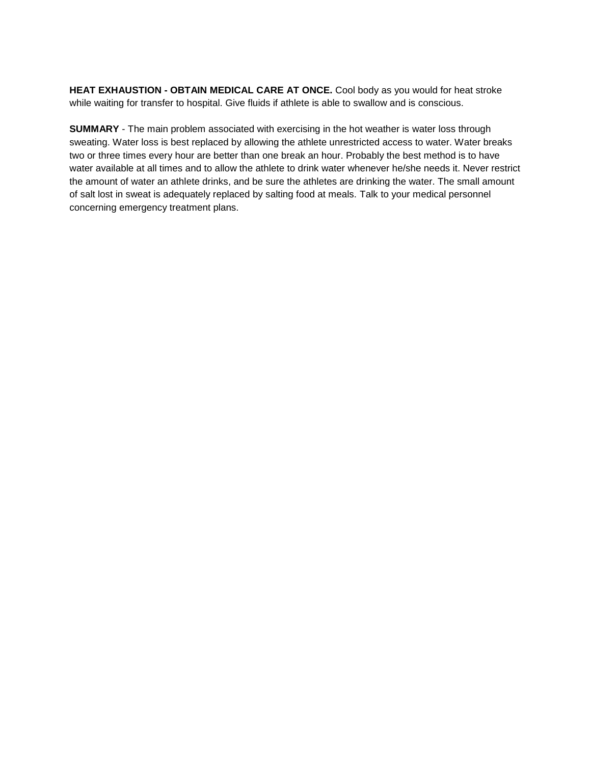**HEAT EXHAUSTION - OBTAIN MEDICAL CARE AT ONCE.** Cool body as you would for heat stroke while waiting for transfer to hospital. Give fluids if athlete is able to swallow and is conscious.

**SUMMARY** - The main problem associated with exercising in the hot weather is water loss through sweating. Water loss is best replaced by allowing the athlete unrestricted access to water. Water breaks two or three times every hour are better than one break an hour. Probably the best method is to have water available at all times and to allow the athlete to drink water whenever he/she needs it. Never restrict the amount of water an athlete drinks, and be sure the athletes are drinking the water. The small amount of salt lost in sweat is adequately replaced by salting food at meals. Talk to your medical personnel concerning emergency treatment plans.